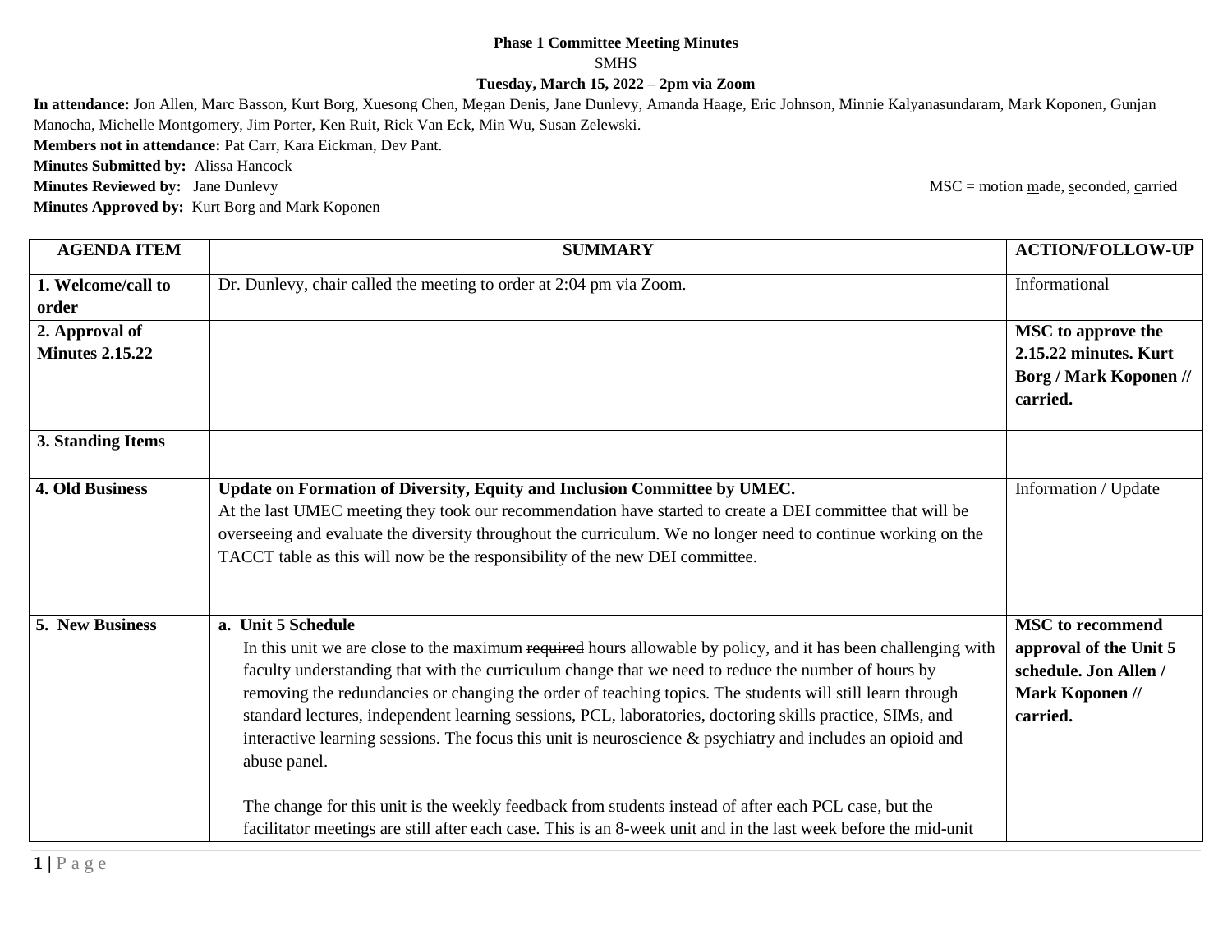**Phase 1 Committee Meeting Minutes**

SMHS

**Tuesday, March 15, 2022 – 2pm via Zoom**

**In attendance:** Jon Allen, Marc Basson, Kurt Borg, Xuesong Chen, Megan Denis, Jane Dunlevy, Amanda Haage, Eric Johnson, Minnie Kalyanasundaram, Mark Koponen, Gunjan Manocha, Michelle Montgomery, Jim Porter, Ken Ruit, Rick Van Eck, Min Wu, Susan Zelewski.

**Members not in attendance:** Pat Carr, Kara Eickman, Dev Pant.

**Minutes Submitted by:** Alissa Hancock

**Minutes Reviewed by:** Jane Dunlevy

MSC = motion made, seconded, carried

**Minutes Approved by:** Kurt Borg and Mark Koponen

| AGENDA ITEM | SUMMARY | ACTION/FOLLOW-UP |
|---|---|---|
| **1. Welcome/call to order** | Dr. Dunlevy, chair called the meeting to order at 2:04 pm via Zoom. | Informational |
| **2. Approval of Minutes 2.15.22** | | **MSC to approve the 2.15.22 minutes. Kurt Borg / Mark Koponen // carried.** |
| **3. Standing Items** | | |
| **4. Old Business** | **Update on Formation of Diversity, Equity and Inclusion Committee by UMEC.** At the last UMEC meeting they took our recommendation have started to create a DEI committee that will be overseeing and evaluate the diversity throughout the curriculum. We no longer need to continue working on the TACCT table as this will now be the responsibility of the new DEI committee. | Information / Update |
| **5. New Business** | **a. Unit 5 Schedule** In this unit we are close to the maximum ~~required~~ hours allowable by policy, and it has been challenging with faculty understanding that with the curriculum change that we need to reduce the number of hours by removing the redundancies or changing the order of teaching topics. The students will still learn through standard lectures, independent learning sessions, PCL, laboratories, doctoring skills practice, SIMs, and interactive learning sessions. The focus this unit is neuroscience & psychiatry and includes an opioid and abuse panel.<br><br>The change for this unit is the weekly feedback from students instead of after each PCL case, but the facilitator meetings are still after each case. This is an 8-week unit and in the last week before the mid-unit | **MSC to recommend approval of the Unit 5 schedule. Jon Allen / Mark Koponen // carried.** |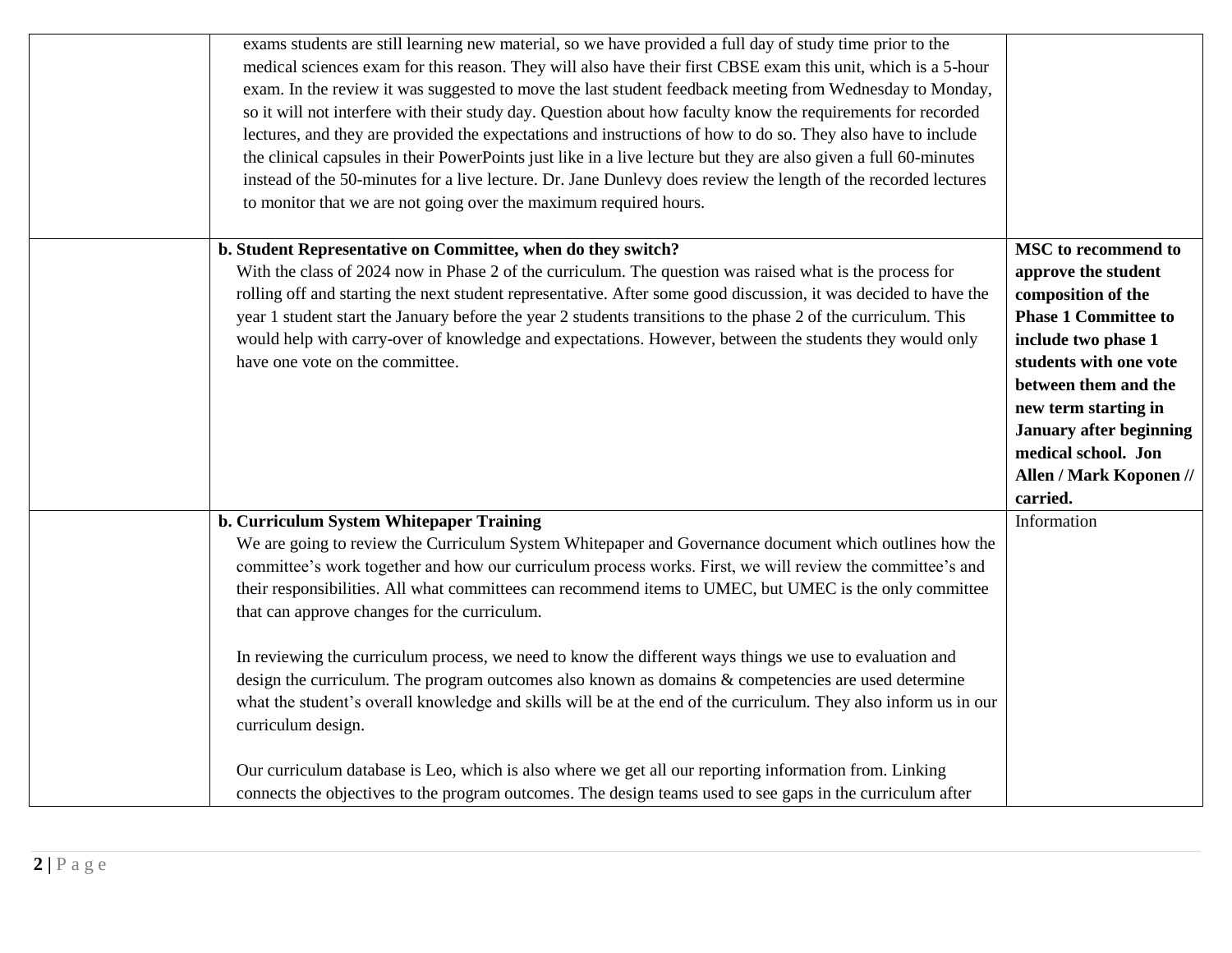| | | |
|---|---|---|
| | exams students are still learning new material, so we have provided a full day of study time prior to the medical sciences exam for this reason. They will also have their first CBSE exam this unit, which is a 5-hour exam. In the review it was suggested to move the last student feedback meeting from Wednesday to Monday, so it will not interfere with their study day. Question about how faculty know the requirements for recorded lectures, and they are provided the expectations and instructions of how to do so. They also have to include the clinical capsules in their PowerPoints just like in a live lecture but they are also given a full 60-minutes instead of the 50-minutes for a live lecture. Dr. Jane Dunlevy does review the length of the recorded lectures to monitor that we are not going over the maximum required hours. | |
| | **b. Student Representative on Committee, when do they switch?**<br>With the class of 2024 now in Phase 2 of the curriculum. The question was raised what is the process for rolling off and starting the next student representative. After some good discussion, it was decided to have the year 1 student start the January before the year 2 students transitions to the phase 2 of the curriculum. This would help with carry-over of knowledge and expectations. However, between the students they would only have one vote on the committee. | **MSC to recommend to approve the student composition of the Phase 1 Committee to include two phase 1 students with one vote between them and the new term starting in January after beginning medical school. Jon Allen / Mark Koponen // carried.** |
| | **b. Curriculum System Whitepaper Training**<br>We are going to review the Curriculum System Whitepaper and Governance document which outlines how the committee's work together and how our curriculum process works. First, we will review the committee's and their responsibilities. All what committees can recommend items to UMEC, but UMEC is the only committee that can approve changes for the curriculum.<br><br>In reviewing the curriculum process, we need to know the different ways things we use to evaluation and design the curriculum. The program outcomes also known as domains & competencies are used determine what the student's overall knowledge and skills will be at the end of the curriculum. They also inform us in our curriculum design.<br><br>Our curriculum database is Leo, which is also where we get all our reporting information from. Linking connects the objectives to the program outcomes. The design teams used to see gaps in the curriculum after | Information |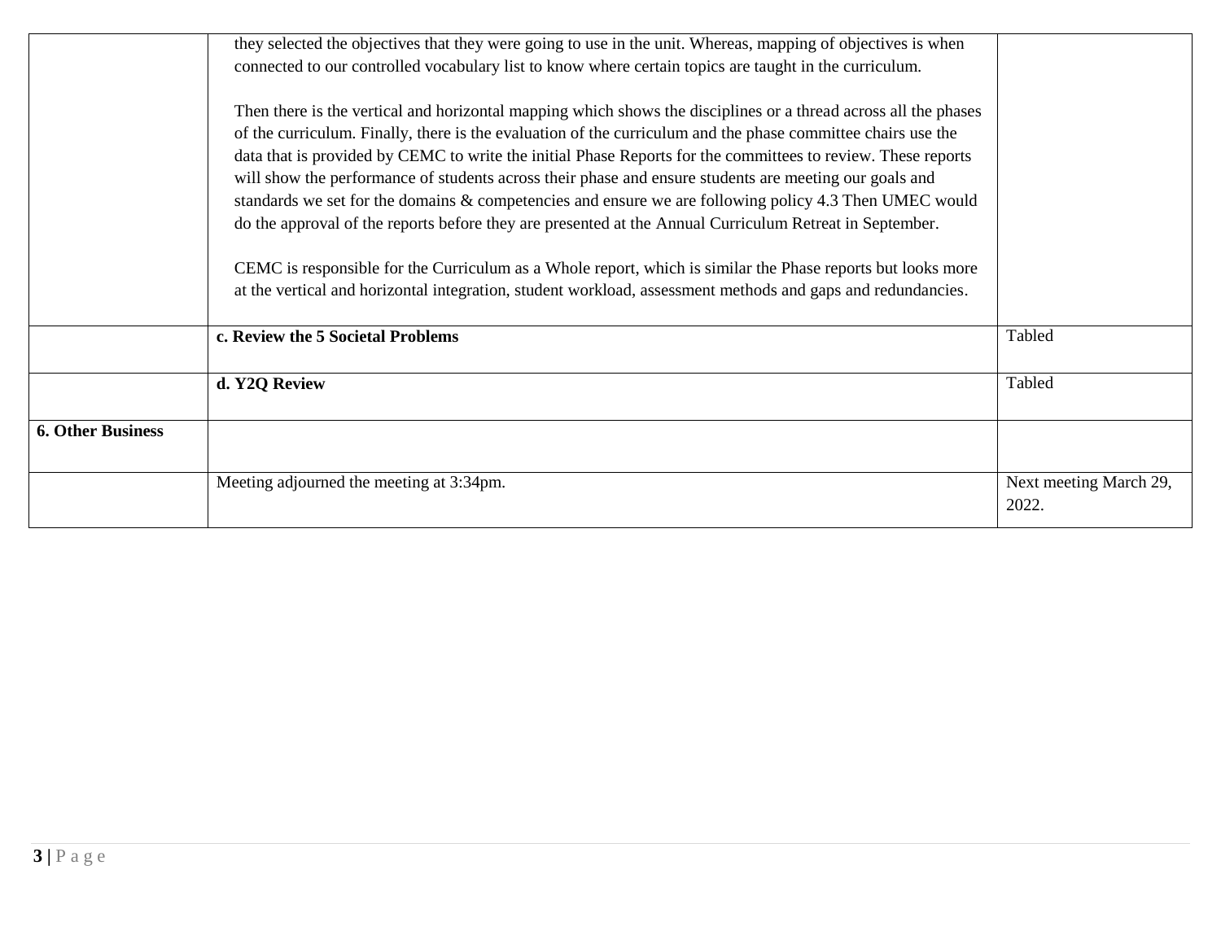| | | |
|---|---|---|
| | they selected the objectives that they were going to use in the unit. Whereas, mapping of objectives is when connected to our controlled vocabulary list to know where certain topics are taught in the curriculum.<br><br>Then there is the vertical and horizontal mapping which shows the disciplines or a thread across all the phases of the curriculum. Finally, there is the evaluation of the curriculum and the phase committee chairs use the data that is provided by CEMC to write the initial Phase Reports for the committees to review. These reports will show the performance of students across their phase and ensure students are meeting our goals and standards we set for the domains & competencies and ensure we are following policy 4.3 Then UMEC would do the approval of the reports before they are presented at the Annual Curriculum Retreat in September.<br><br>CEMC is responsible for the Curriculum as a Whole report, which is similar the Phase reports but looks more at the vertical and horizontal integration, student workload, assessment methods and gaps and redundancies. | |
| | **c. Review the 5 Societal Problems** | Tabled |
| | **d. Y2Q Review** | Tabled |
| **6. Other Business** | | |
| | Meeting adjourned the meeting at 3:34pm. | Next meeting March 29, 2022. |